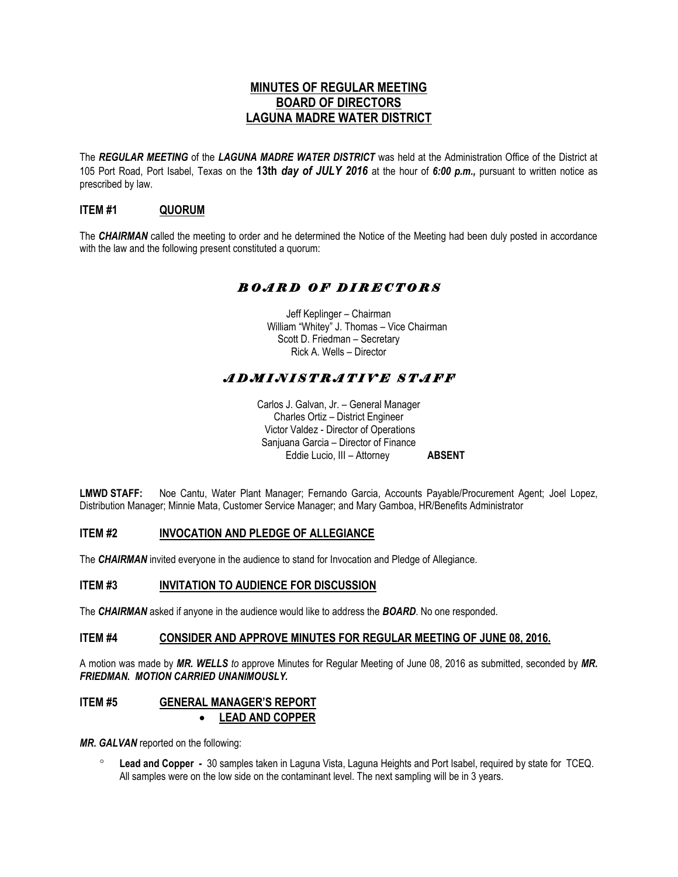# MINUTES OF REGULAR MEETING
# BOARD OF DIRECTORS
# LAGUNA MADRE WATER DISTRICT

The ***REGULAR MEETING*** of the ***LAGUNA MADRE WATER DISTRICT*** was held at the Administration Office of the District at 105 Port Road, Port Isabel, Texas on the **13th *day of JULY 2016*** at the hour of ***6:00 p.m.,*** pursuant to written notice as prescribed by law.

## ITEM #1 QUORUM

The ***CHAIRMAN*** called the meeting to order and he determined the Notice of the Meeting had been duly posted in accordance with the law and the following present constituted a quorum:

### *BOARD OF DIRECTORS*

Jeff Keplinger – Chairman
William "Whitey" J. Thomas – Vice Chairman
Scott D. Friedman – Secretary
Rick A. Wells – Director

### *ADMINISTRATIVE STAFF*

Carlos J. Galvan, Jr. – General Manager
Charles Ortiz – District Engineer
Victor Valdez - Director of Operations
Sanjuana Garcia – Director of Finance
Eddie Lucio, III – Attorney **ABSENT**

**LMWD STAFF:** Noe Cantu, Water Plant Manager; Fernando Garcia, Accounts Payable/Procurement Agent; Joel Lopez, Distribution Manager; Minnie Mata, Customer Service Manager; and Mary Gamboa, HR/Benefits Administrator

## ITEM #2 INVOCATION AND PLEDGE OF ALLEGIANCE

The ***CHAIRMAN*** invited everyone in the audience to stand for Invocation and Pledge of Allegiance.

## ITEM #3 INVITATION TO AUDIENCE FOR DISCUSSION

The ***CHAIRMAN*** asked if anyone in the audience would like to address the ***BOARD***. No one responded.

## ITEM #4 CONSIDER AND APPROVE MINUTES FOR REGULAR MEETING OF JUNE 08, 2016.

A motion was made by ***MR. WELLS*** *to* approve Minutes for Regular Meeting of June 08, 2016 as submitted, seconded by ***MR. FRIEDMAN. MOTION CARRIED UNANIMOUSLY.***

## ITEM #5 GENERAL MANAGER'S REPORT

- **LEAD AND COPPER**

***MR. GALVAN*** reported on the following:

- **Lead and Copper -** 30 samples taken in Laguna Vista, Laguna Heights and Port Isabel, required by state for TCEQ. All samples were on the low side on the contaminant level. The next sampling will be in 3 years.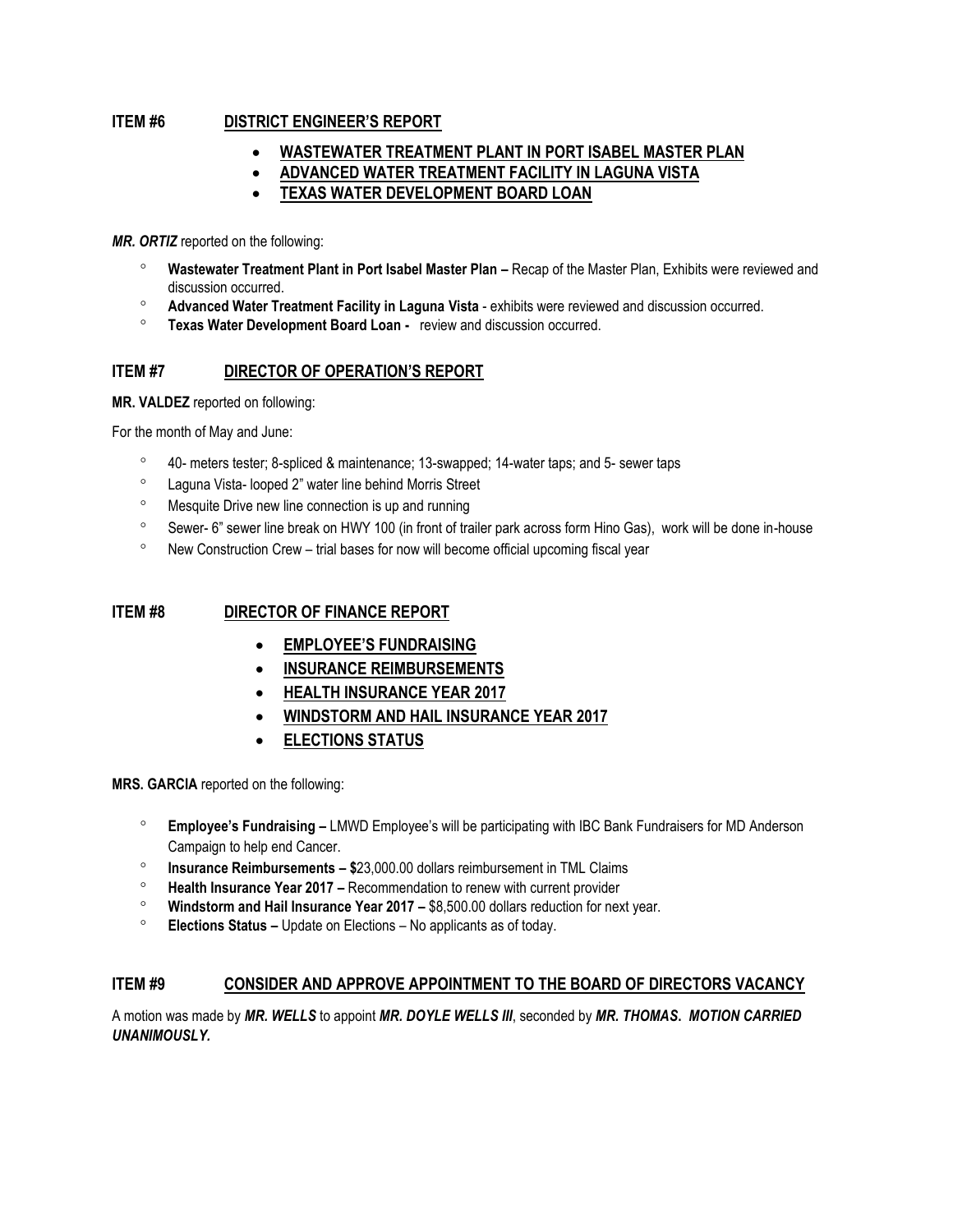## ITEM #6 DISTRICT ENGINEER'S REPORT

- **WASTEWATER TREATMENT PLANT IN PORT ISABEL MASTER PLAN**
- **ADVANCED WATER TREATMENT FACILITY IN LAGUNA VISTA**
- **TEXAS WATER DEVELOPMENT BOARD LOAN**

***MR. ORTIZ*** reported on the following:

- **Wastewater Treatment Plant in Port Isabel Master Plan –** Recap of the Master Plan, Exhibits were reviewed and discussion occurred.
- **Advanced Water Treatment Facility in Laguna Vista** - exhibits were reviewed and discussion occurred.
- **Texas Water Development Board Loan -** review and discussion occurred.

## ITEM #7 DIRECTOR OF OPERATION'S REPORT

**MR. VALDEZ** reported on following:

For the month of May and June:

- 40- meters tester; 8-spliced & maintenance; 13-swapped; 14-water taps; and 5- sewer taps
- Laguna Vista- looped 2" water line behind Morris Street
- Mesquite Drive new line connection is up and running
- Sewer- 6" sewer line break on HWY 100 (in front of trailer park across form Hino Gas), work will be done in-house
- New Construction Crew – trial bases for now will become official upcoming fiscal year

## ITEM #8 DIRECTOR OF FINANCE REPORT

- **EMPLOYEE'S FUNDRAISING**
- **INSURANCE REIMBURSEMENTS**
- **HEALTH INSURANCE YEAR 2017**
- **WINDSTORM AND HAIL INSURANCE YEAR 2017**
- **ELECTIONS STATUS**

**MRS. GARCIA** reported on the following:

- **Employee's Fundraising –** LMWD Employee's will be participating with IBC Bank Fundraisers for MD Anderson Campaign to help end Cancer.
- **Insurance Reimbursements – $**23,000.00 dollars reimbursement in TML Claims
- **Health Insurance Year 2017 –** Recommendation to renew with current provider
- **Windstorm and Hail Insurance Year 2017 –** $8,500.00 dollars reduction for next year.
- **Elections Status –** Update on Elections – No applicants as of today.

## ITEM #9 CONSIDER AND APPROVE APPOINTMENT TO THE BOARD OF DIRECTORS VACANCY

A motion was made by ***MR. WELLS*** to appoint ***MR. DOYLE WELLS III***, seconded by ***MR. THOMAS***. ***MOTION CARRIED UNANIMOUSLY.***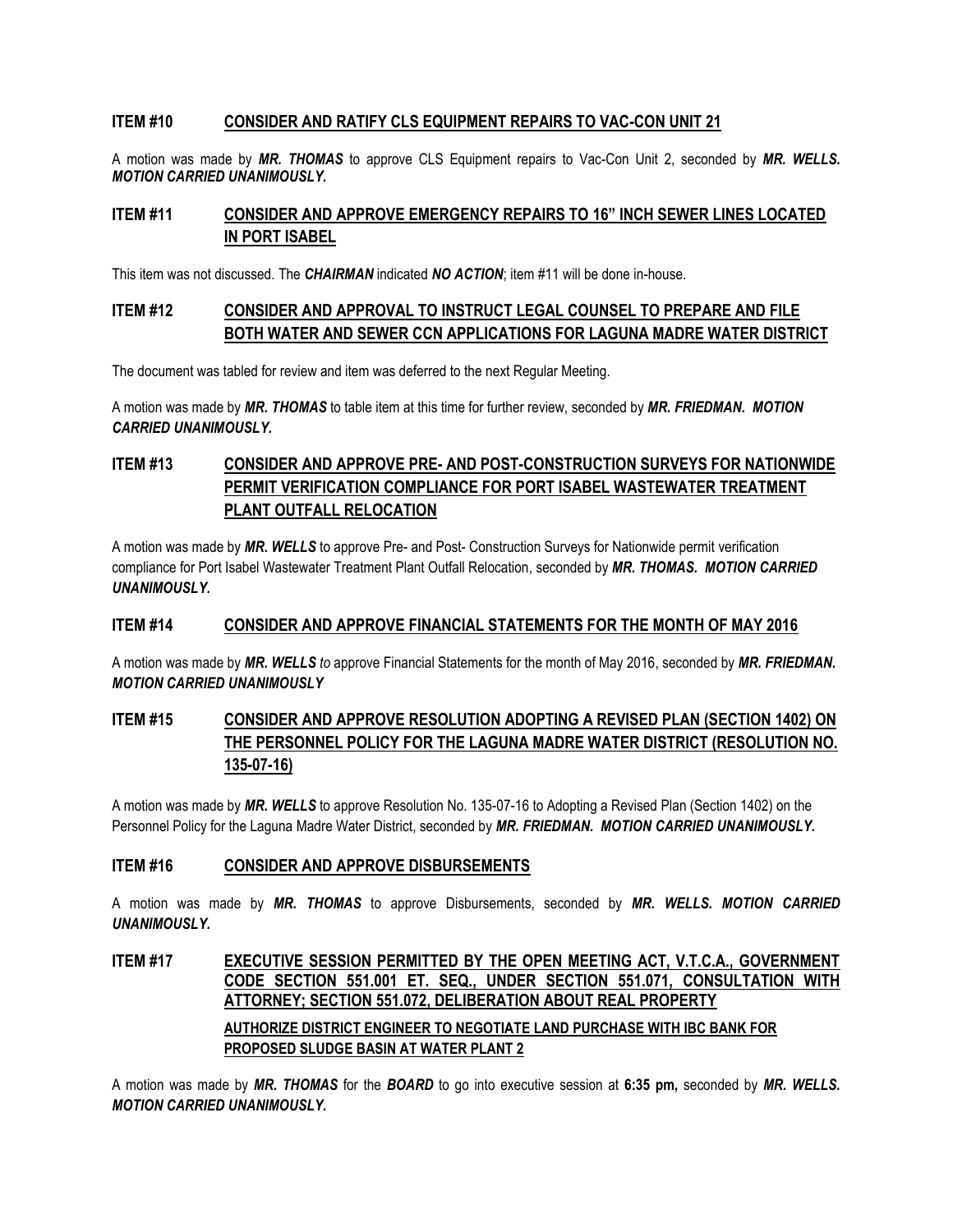### ITEM #10 CONSIDER AND RATIFY CLS EQUIPMENT REPAIRS TO VAC-CON UNIT 21

A motion was made by ***MR. THOMAS*** to approve CLS Equipment repairs to Vac-Con Unit 2, seconded by ***MR. WELLS. MOTION CARRIED UNANIMOUSLY.***

### ITEM #11 CONSIDER AND APPROVE EMERGENCY REPAIRS TO 16" INCH SEWER LINES LOCATED IN PORT ISABEL

This item was not discussed. The ***CHAIRMAN*** indicated ***NO ACTION***; item #11 will be done in-house.

### ITEM #12 CONSIDER AND APPROVAL TO INSTRUCT LEGAL COUNSEL TO PREPARE AND FILE BOTH WATER AND SEWER CCN APPLICATIONS FOR LAGUNA MADRE WATER DISTRICT

The document was tabled for review and item was deferred to the next Regular Meeting.

A motion was made by ***MR. THOMAS*** to table item at this time for further review, seconded by ***MR. FRIEDMAN. MOTION CARRIED UNANIMOUSLY.***

### ITEM #13 CONSIDER AND APPROVE PRE- AND POST-CONSTRUCTION SURVEYS FOR NATIONWIDE PERMIT VERIFICATION COMPLIANCE FOR PORT ISABEL WASTEWATER TREATMENT PLANT OUTFALL RELOCATION

A motion was made by ***MR. WELLS*** to approve Pre- and Post- Construction Surveys for Nationwide permit verification compliance for Port Isabel Wastewater Treatment Plant Outfall Relocation, seconded by ***MR. THOMAS. MOTION CARRIED UNANIMOUSLY.***

### ITEM #14 CONSIDER AND APPROVE FINANCIAL STATEMENTS FOR THE MONTH OF MAY 2016

A motion was made by ***MR. WELLS*** *to* approve Financial Statements for the month of May 2016, seconded by ***MR. FRIEDMAN. MOTION CARRIED UNANIMOUSLY***

### ITEM #15 CONSIDER AND APPROVE RESOLUTION ADOPTING A REVISED PLAN (SECTION 1402) ON THE PERSONNEL POLICY FOR THE LAGUNA MADRE WATER DISTRICT (RESOLUTION NO. 135-07-16)

A motion was made by ***MR. WELLS*** to approve Resolution No. 135-07-16 to Adopting a Revised Plan (Section 1402) on the Personnel Policy for the Laguna Madre Water District, seconded by ***MR. FRIEDMAN. MOTION CARRIED UNANIMOUSLY.***

### ITEM #16 CONSIDER AND APPROVE DISBURSEMENTS

A motion was made by ***MR. THOMAS*** to approve Disbursements, seconded by ***MR. WELLS. MOTION CARRIED UNANIMOUSLY.***

### ITEM #17 EXECUTIVE SESSION PERMITTED BY THE OPEN MEETING ACT, V.T.C.A., GOVERNMENT CODE SECTION 551.001 ET. SEQ., UNDER SECTION 551.071, CONSULTATION WITH ATTORNEY; SECTION 551.072, DELIBERATION ABOUT REAL PROPERTY

**AUTHORIZE DISTRICT ENGINEER TO NEGOTIATE LAND PURCHASE WITH IBC BANK FOR PROPOSED SLUDGE BASIN AT WATER PLANT 2**

A motion was made by ***MR. THOMAS*** for the ***BOARD*** to go into executive session at **6:35 pm,** seconded by ***MR. WELLS. MOTION CARRIED UNANIMOUSLY.***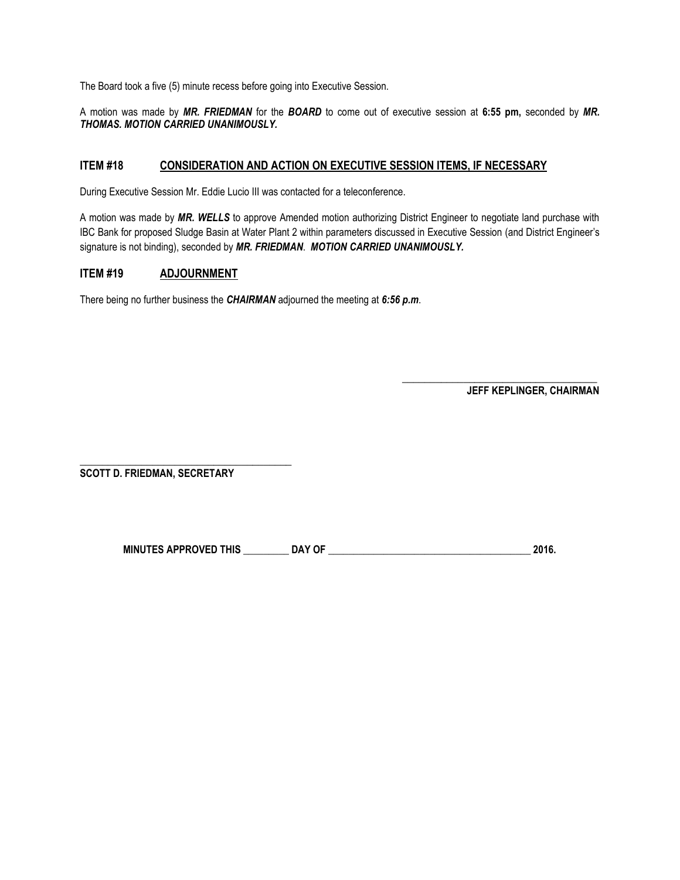The Board took a five (5) minute recess before going into Executive Session.

A motion was made by ***MR. FRIEDMAN*** for the ***BOARD*** to come out of executive session at **6:55 pm,** seconded by ***MR. THOMAS. MOTION CARRIED UNANIMOUSLY.***

## ITEM #18 CONSIDERATION AND ACTION ON EXECUTIVE SESSION ITEMS, IF NECESSARY

During Executive Session Mr. Eddie Lucio III was contacted for a teleconference.

A motion was made by ***MR. WELLS*** to approve Amended motion authorizing District Engineer to negotiate land purchase with IBC Bank for proposed Sludge Basin at Water Plant 2 within parameters discussed in Executive Session (and District Engineer's signature is not binding), seconded by ***MR. FRIEDMAN***. ***MOTION CARRIED UNANIMOUSLY.***

## ITEM #19 ADJOURNMENT

There being no further business the ***CHAIRMAN*** adjourned the meeting at ***6:56 p.m***.

\_\_\_\_\_\_\_\_\_\_\_\_\_\_\_\_\_\_\_\_\_\_\_\_\_\_\_\_\_\_\_\_\_\_\_\_\_\_\_\_
**JEFF KEPLINGER, CHAIRMAN**

\_\_\_\_\_\_\_\_\_\_\_\_\_\_\_\_\_\_\_\_\_\_\_\_\_\_\_\_\_\_\_\_\_\_\_\_\_\_\_\_
**SCOTT D. FRIEDMAN, SECRETARY**

**MINUTES APPROVED THIS \_\_\_\_\_\_\_\_\_ DAY OF \_\_\_\_\_\_\_\_\_\_\_\_\_\_\_\_\_\_\_\_\_\_\_\_\_\_\_\_\_\_\_\_\_\_\_\_\_\_\_\_ 2016.**